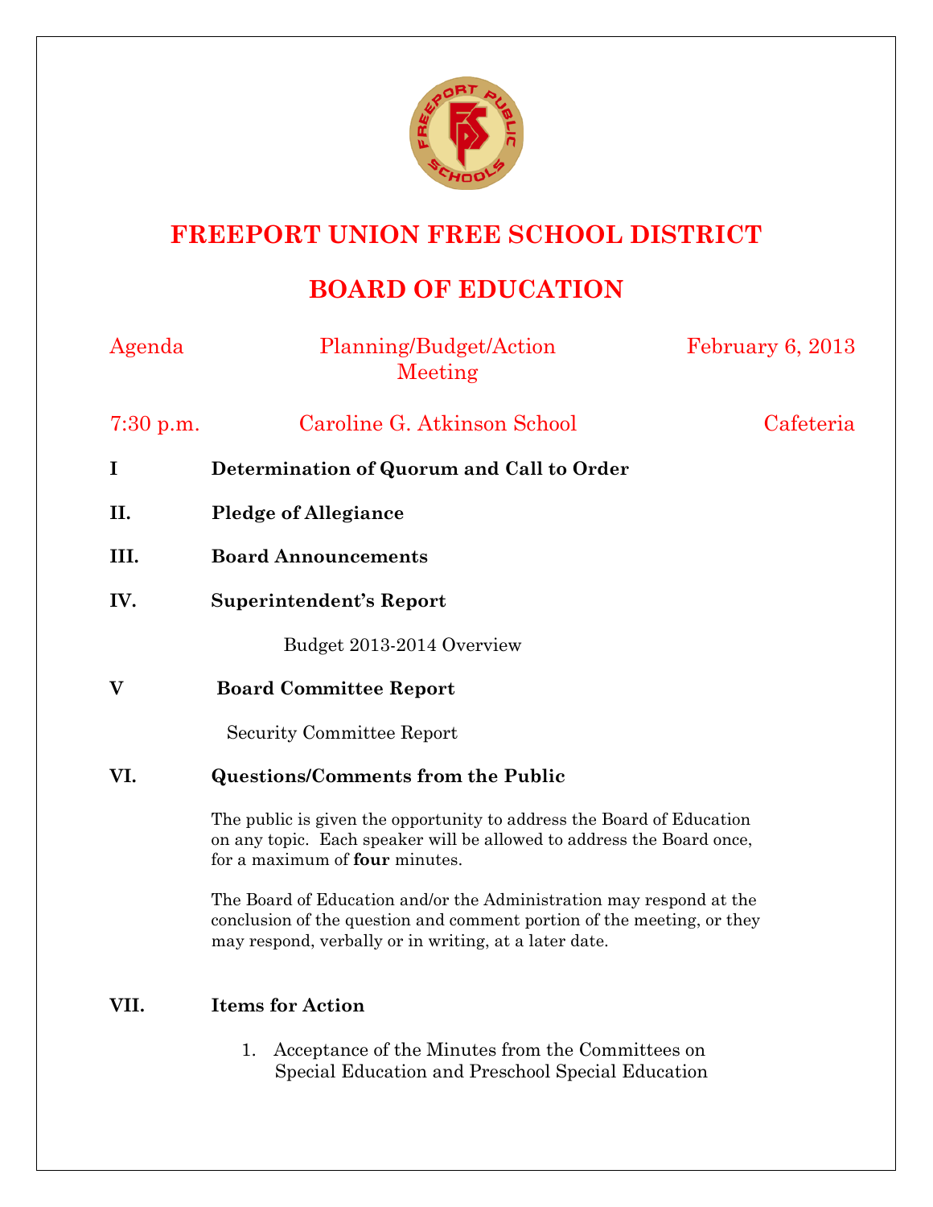# FREEPORT UNION FREE SCHOOL DISTRICT

## BOARD OF EDUCATION

Agenda — Planning/Budget/Action Meeting — February 6, 2013

7:30 p.m. — Caroline G. Atkinson School — Cafeteria

**I Determination of Quorum and Call to Order**

**II. Pledge of Allegiance**

**III. Board Announcements**

**IV. Superintendent's Report**

Budget 2013-2014 Overview

**V Board Committee Report**

Security Committee Report

**VI. Questions/Comments from the Public**

The public is given the opportunity to address the Board of Education on any topic. Each speaker will be allowed to address the Board once, for a maximum of **four** minutes.

The Board of Education and/or the Administration may respond at the conclusion of the question and comment portion of the meeting, or they may respond, verbally or in writing, at a later date.

**VII. Items for Action**

1. Acceptance of the Minutes from the Committees on Special Education and Preschool Special Education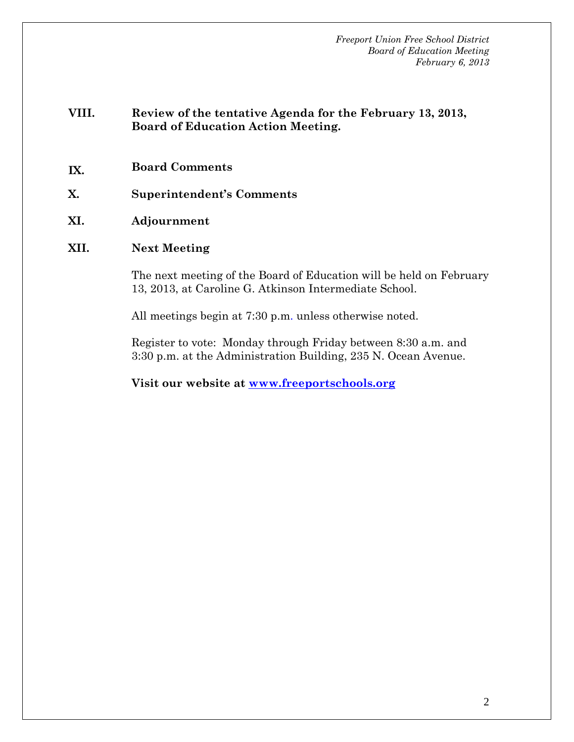**VIII. Review of the tentative Agenda for the February 13, 2013, Board of Education Action Meeting.**

**IX. Board Comments**

**X. Superintendent's Comments**

**XI. Adjournment**

**XII. Next Meeting**

The next meeting of the Board of Education will be held on February 13, 2013, at Caroline G. Atkinson Intermediate School.

All meetings begin at 7:30 p.m. unless otherwise noted.

Register to vote: Monday through Friday between 8:30 a.m. and 3:30 p.m. at the Administration Building, 235 N. Ocean Avenue.

**Visit our website at [www.freeportschools.org](http://www.freeportschools.org)**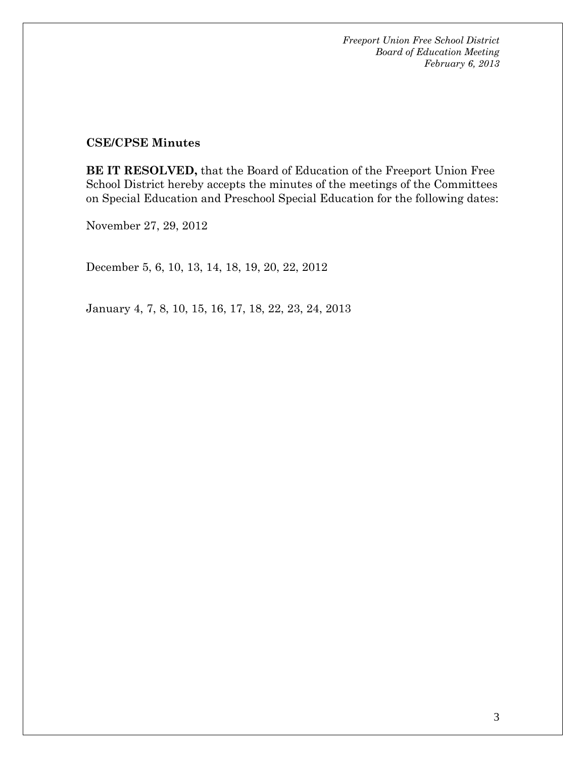**CSE/CPSE Minutes**

**BE IT RESOLVED,** that the Board of Education of the Freeport Union Free School District hereby accepts the minutes of the meetings of the Committees on Special Education and Preschool Special Education for the following dates:

November 27, 29, 2012

December 5, 6, 10, 13, 14, 18, 19, 20, 22, 2012

January 4, 7, 8, 10, 15, 16, 17, 18, 22, 23, 24, 2013